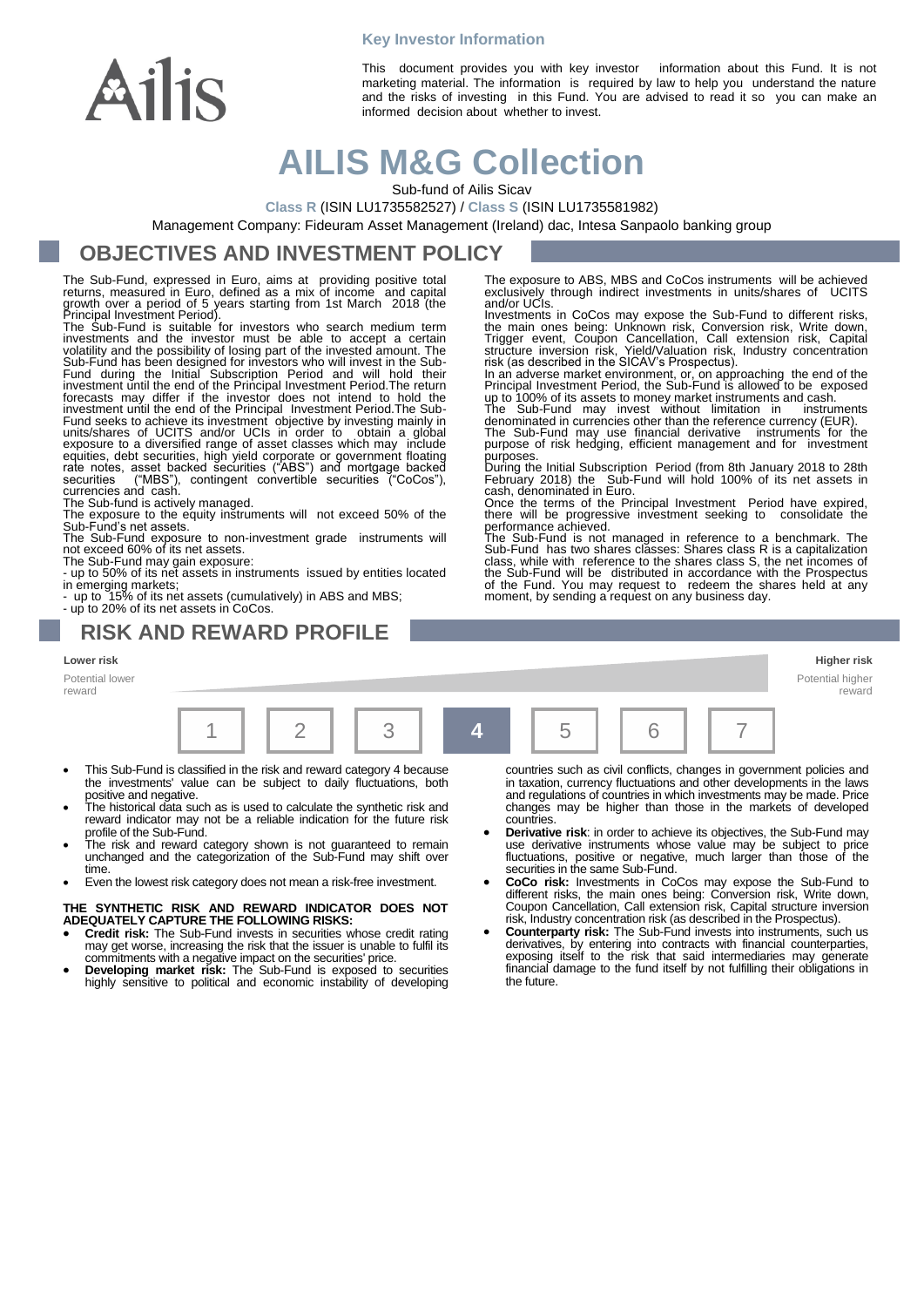**Key Investor Information**

This document provides you with key investor information about this Fund. It is not marketing material. The information is required by law to help you understand the nature and the risks of investing in this Fund. You are advised to read it so you can make an informed decision about whether to invest.

# AILIS M&G Collection

Sub-fund of Ailis Sicav

**Class R** (ISIN LU1735582527) / **Class S** (ISIN LU1735581982)

Management Company: Fideuram Asset Management (Ireland) dac, Intesa Sanpaolo banking group

## OBJECTIVES AND INVESTMENT POLICY

The Sub-Fund, expressed in Euro, aims at providing positive total returns, measured in Euro, defined as a mix of income and capital growth over a period of 5 years starting from 1st March 2018 (the Principal Investment Period).

The Sub-Fund is suitable for investors who search medium term investments and the investor must be able to accept a certain volatility and the possibility of losing part of the invested amount. The Sub-Fund has been designed for investors who will invest in the Sub-Fund during the Initial Subscription Period and will hold their investment until the end of the Principal Investment Period.The return forecasts may differ if the investor does not intend to hold the investment until the end of the Principal Investment Period.The Sub-Fund seeks to achieve its investment objective by investing mainly in units/shares of UCITS and/or UCIs in order to obtain a global exposure to a diversified range of asset classes which may include equities, debt securities, high yield corporate or government floating rate notes, asset backed securities ("ABS") and mortgage backed securities ("MBS"), contingent convertible securities ("CoCos"), currencies and cash.

The Sub-fund is actively managed.

The exposure to the equity instruments will not exceed 50% of the Sub-Fund's net assets.

The Sub-Fund exposure to non-investment grade instruments will not exceed 60% of its net assets.

The Sub-Fund may gain exposure:

- up to 50% of its net assets in instruments issued by entities located in emerging markets;
- up to 15% of its net assets (cumulatively) in ABS and MBS;
- up to 20% of its net assets in CoCos.

The exposure to ABS, MBS and CoCos instruments will be achieved exclusively through indirect investments in units/shares of UCITS and/or UCIs.

Investments in CoCos may expose the Sub-Fund to different risks, the main ones being: Unknown risk, Conversion risk, Write down, Trigger event, Coupon Cancellation, Call extension risk, Capital structure inversion risk, Yield/Valuation risk, Industry concentration risk (as described in the SICAV's Prospectus).

In an adverse market environment, or, on approaching the end of the Principal Investment Period, the Sub-Fund is allowed to be exposed up to 100% of its assets to money market instruments and cash.

The Sub-Fund may invest without limitation in instruments denominated in currencies other than the reference currency (EUR).

The Sub-Fund may use financial derivative instruments for the purpose of risk hedging, efficient management and for investment purposes.

During the Initial Subscription Period (from 8th January 2018 to 28th February 2018) the Sub-Fund will hold 100% of its net assets in cash, denominated in Euro.

Once the terms of the Principal Investment Period have expired, there will be progressive investment seeking to consolidate the performance achieved.

The Sub-Fund is not managed in reference to a benchmark. The Sub-Fund has two shares classes: Shares class R is a capitalization class, while with reference to the shares class S, the net incomes of the Sub-Fund will be distributed in accordance with the Prospectus of the Fund. You may request to redeem the shares held at any moment, by sending a request on any business day.

## RISK AND REWARD PROFILE

| Lower risk | | | | | | Higher risk |
|---|---|---|---|---|---|---|
| Potential lower reward | | | | | | Potential higher reward |
| 1 | 2 | 3 | **4** | 5 | 6 | 7 |

- This Sub-Fund is classified in the risk and reward category 4 because the investments' value can be subject to daily fluctuations, both positive and negative.
- The historical data such as is used to calculate the synthetic risk and reward indicator may not be a reliable indication for the future risk profile of the Sub-Fund.
- The risk and reward category shown is not guaranteed to remain unchanged and the categorization of the Sub-Fund may shift over time.
- Even the lowest risk category does not mean a risk-free investment.

**THE SYNTHETIC RISK AND REWARD INDICATOR DOES NOT ADEQUATELY CAPTURE THE FOLLOWING RISKS:**

- **Credit risk:** The Sub-Fund invests in securities whose credit rating may get worse, increasing the risk that the issuer is unable to fulfil its commitments with a negative impact on the securities' price.
- **Developing market risk:** The Sub-Fund is exposed to securities highly sensitive to political and economic instability of developing countries such as civil conflicts, changes in government policies and in taxation, currency fluctuations and other developments in the laws and regulations of countries in which investments may be made. Price changes may be higher than those in the markets of developed countries.
- **Derivative risk**: in order to achieve its objectives, the Sub-Fund may use derivative instruments whose value may be subject to price fluctuations, positive or negative, much larger than those of the securities in the same Sub-Fund.
- **CoCo risk:** Investments in CoCos may expose the Sub-Fund to different risks, the main ones being: Conversion risk, Write down, Coupon Cancellation, Call extension risk, Capital structure inversion risk, Industry concentration risk (as described in the Prospectus).
- **Counterparty risk:** The Sub-Fund invests into instruments, such us derivatives, by entering into contracts with financial counterparties, exposing itself to the risk that said intermediaries may generate financial damage to the fund itself by not fulfilling their obligations in the future.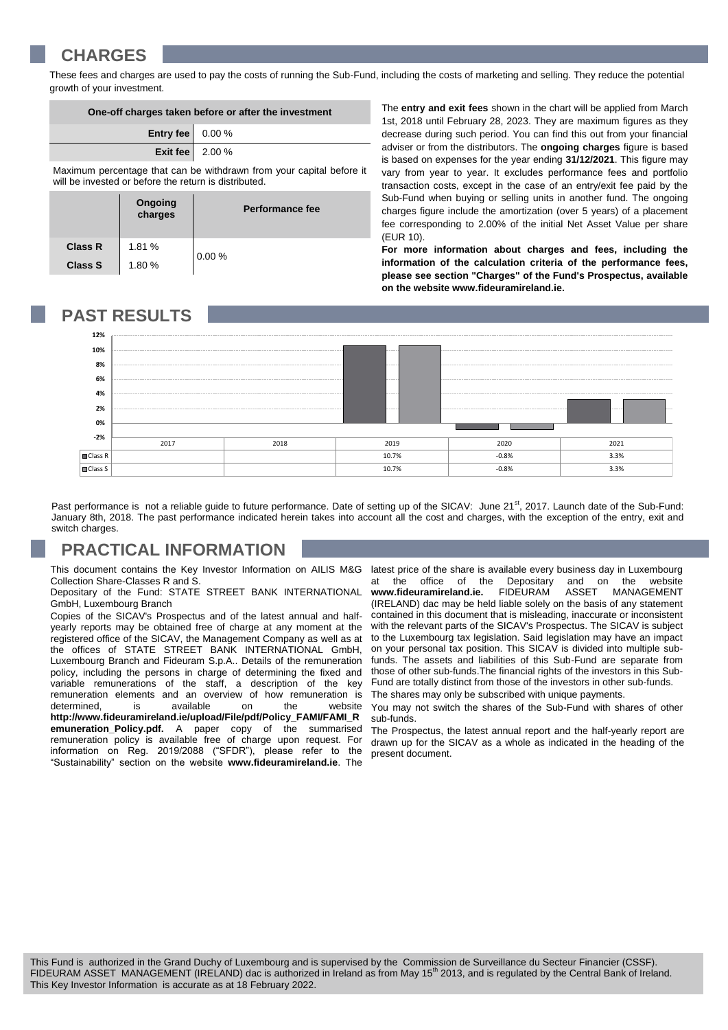## CHARGES

These fees and charges are used to pay the costs of running the Sub-Fund, including the costs of marketing and selling. They reduce the potential growth of your investment.

| One-off charges taken before or after the investment | |
|---|---|
| **Entry fee** | 0.00 % |
| **Exit fee** | 2.00 % |

Maximum percentage that can be withdrawn from your capital before it will be invested or before the return is distributed.

| | Ongoing charges | Performance fee |
|---|---|---|
| **Class R** | 1.81 % | 0.00 % |
| **Class S** | 1.80 % | |

The **entry and exit fees** shown in the chart will be applied from March 1st, 2018 until February 28, 2023. They are maximum figures as they decrease during such period. You can find this out from your financial adviser or from the distributors. The **ongoing charges** figure is based is based on expenses for the year ending **31/12/2021**. This figure may vary from year to year. It excludes performance fees and portfolio transaction costs, except in the case of an entry/exit fee paid by the Sub-Fund when buying or selling units in another fund. The ongoing charges figure include the amortization (over 5 years) of a placement fee corresponding to 2.00% of the initial Net Asset Value per share (EUR 10).

**For more information about charges and fees, including the information of the calculation criteria of the performance fees, please see section "Charges" of the Fund's Prospectus, available on the website www.fideuramireland.ie.**

## PAST RESULTS

12%
10%
8%
6%
4%
2%
0%
-2%

2017 2018 2019 2020 2021

Class R: 10.7% -0.8% 3.3%

Class S: 10.7% -0.8% 3.3%

Past performance is not a reliable guide to future performance. Date of setting up of the SICAV: June 21[st], 2017. Launch date of the Sub-Fund: January 8th, 2018. The past performance indicated herein takes into account all the cost and charges, with the exception of the entry, exit and switch charges.

## PRACTICAL INFORMATION

This document contains the Key Investor Information on AILIS M&G Collection Share-Classes R and S.

Depositary of the Fund: STATE STREET BANK INTERNATIONAL GmbH, Luxembourg Branch

Copies of the SICAV's Prospectus and of the latest annual and half-yearly reports may be obtained free of charge at any moment at the registered office of the SICAV, the Management Company as well as at the offices of STATE STREET BANK INTERNATIONAL GmbH, Luxembourg Branch and Fideuram S.p.A.. Details of the remuneration policy, including the persons in charge of determining the fixed and variable remunerations of the staff, a description of the key remuneration elements and an overview of how remuneration is determined, is available on the website **http://www.fideuramireland.ie/upload/File/pdf/Policy_FAMI/FAMI_Remuneration_Policy.pdf.** A paper copy of the summarised remuneration policy is available free of charge upon request. For information on Reg. 2019/2088 ("SFDR"), please refer to the "Sustainability" section on the website **www.fideuramireland.ie**. The latest price of the share is available every business day in Luxembourg at the office of the Depositary and on the website **www.fideuramireland.ie.** FIDEURAM ASSET MANAGEMENT (IRELAND) dac may be held liable solely on the basis of any statement contained in this document that is misleading, inaccurate or inconsistent with the relevant parts of the SICAV's Prospectus. The SICAV is subject to the Luxembourg tax legislation. Said legislation may have an impact on your personal tax position. This SICAV is divided into multiple sub-funds. The assets and liabilities of this Sub-Fund are separate from those of other sub-funds.The financial rights of the investors in this Sub-Fund are totally distinct from those of the investors in other sub-funds.

The shares may only be subscribed with unique payments.

You may not switch the shares of the Sub-Fund with shares of other sub-funds.

The Prospectus, the latest annual report and the half-yearly report are drawn up for the SICAV as a whole as indicated in the heading of the present document.

This Fund is authorized in the Grand Duchy of Luxembourg and is supervised by the Commission de Surveillance du Secteur Financier (CSSF). FIDEURAM ASSET MANAGEMENT (IRELAND) dac is authorized in Ireland as from May 15[th] 2013, and is regulated by the Central Bank of Ireland. This Key Investor Information is accurate as at 18 February 2022.